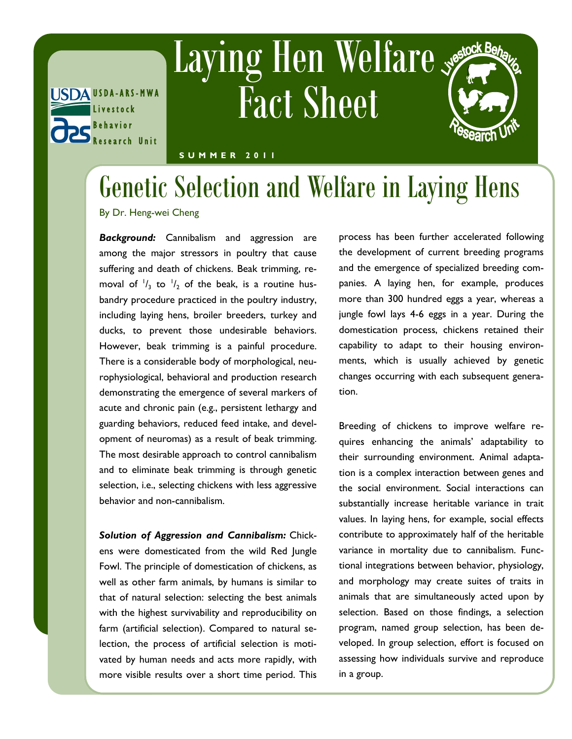USDA-ARS-MWA Livestock Behavior Research Unit

# Laying Hen Welfare Fact Sheet

SUMMER 2011

## Genetic Selection and Welfare in Laying Hens

By Dr. Heng-wei Cheng

***Background:*** Cannibalism and aggression are among the major stressors in poultry that cause suffering and death of chickens. Beak trimming, removal of $^1/_3$ to $^1/_2$ of the beak, is a routine husbandry procedure practiced in the poultry industry, including laying hens, broiler breeders, turkey and ducks, to prevent those undesirable behaviors. However, beak trimming is a painful procedure. There is a considerable body of morphological, neurophysiological, behavioral and production research demonstrating the emergence of several markers of acute and chronic pain (e.g., persistent lethargy and guarding behaviors, reduced feed intake, and development of neuromas) as a result of beak trimming. The most desirable approach to control cannibalism and to eliminate beak trimming is through genetic selection, i.e., selecting chickens with less aggressive behavior and non-cannibalism.

***Solution of Aggression and Cannibalism:*** Chickens were domesticated from the wild Red Jungle Fowl. The principle of domestication of chickens, as well as other farm animals, by humans is similar to that of natural selection: selecting the best animals with the highest survivability and reproducibility on farm (artificial selection). Compared to natural selection, the process of artificial selection is motivated by human needs and acts more rapidly, with more visible results over a short time period. This process has been further accelerated following the development of current breeding programs and the emergence of specialized breeding companies. A laying hen, for example, produces more than 300 hundred eggs a year, whereas a jungle fowl lays 4-6 eggs in a year. During the domestication process, chickens retained their capability to adapt to their housing environments, which is usually achieved by genetic changes occurring with each subsequent generation.

Breeding of chickens to improve welfare requires enhancing the animals' adaptability to their surrounding environment. Animal adaptation is a complex interaction between genes and the social environment. Social interactions can substantially increase heritable variance in trait values. In laying hens, for example, social effects contribute to approximately half of the heritable variance in mortality due to cannibalism. Functional integrations between behavior, physiology, and morphology may create suites of traits in animals that are simultaneously acted upon by selection. Based on those findings, a selection program, named group selection, has been developed. In group selection, effort is focused on assessing how individuals survive and reproduce in a group.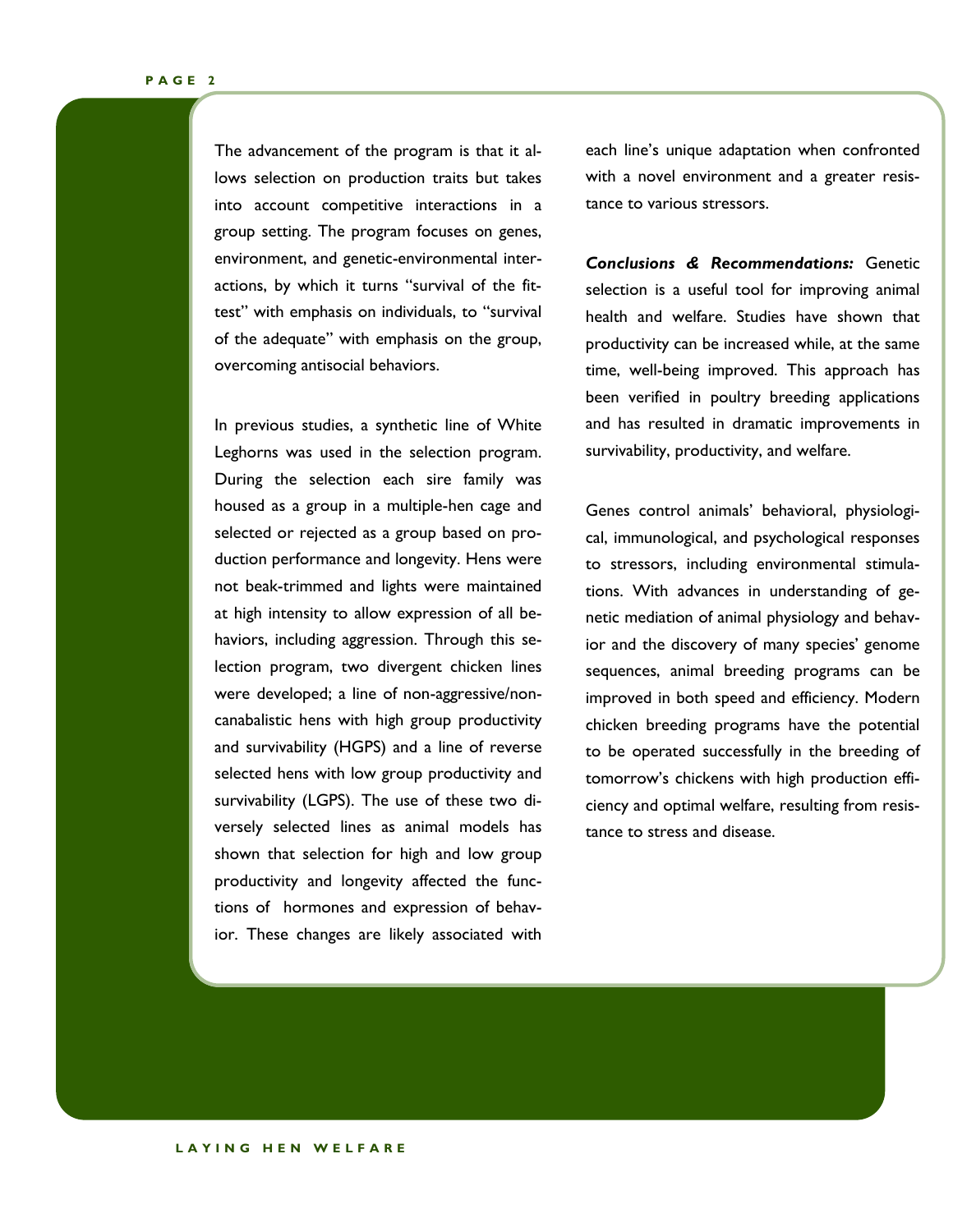The advancement of the program is that it allows selection on production traits but takes into account competitive interactions in a group setting. The program focuses on genes, environment, and genetic-environmental interactions, by which it turns "survival of the fittest" with emphasis on individuals, to "survival of the adequate" with emphasis on the group, overcoming antisocial behaviors.

In previous studies, a synthetic line of White Leghorns was used in the selection program. During the selection each sire family was housed as a group in a multiple-hen cage and selected or rejected as a group based on production performance and longevity. Hens were not beak-trimmed and lights were maintained at high intensity to allow expression of all behaviors, including aggression. Through this selection program, two divergent chicken lines were developed; a line of non-aggressive/non-canabalistic hens with high group productivity and survivability (HGPS) and a line of reverse selected hens with low group productivity and survivability (LGPS). The use of these two diversely selected lines as animal models has shown that selection for high and low group productivity and longevity affected the functions of hormones and expression of behavior. These changes are likely associated with each line's unique adaptation when confronted with a novel environment and a greater resistance to various stressors.

***Conclusions & Recommendations:*** Genetic selection is a useful tool for improving animal health and welfare. Studies have shown that productivity can be increased while, at the same time, well-being improved. This approach has been verified in poultry breeding applications and has resulted in dramatic improvements in survivability, productivity, and welfare.

Genes control animals' behavioral, physiological, immunological, and psychological responses to stressors, including environmental stimulations. With advances in understanding of genetic mediation of animal physiology and behavior and the discovery of many species' genome sequences, animal breeding programs can be improved in both speed and efficiency. Modern chicken breeding programs have the potential to be operated successfully in the breeding of tomorrow's chickens with high production efficiency and optimal welfare, resulting from resistance to stress and disease.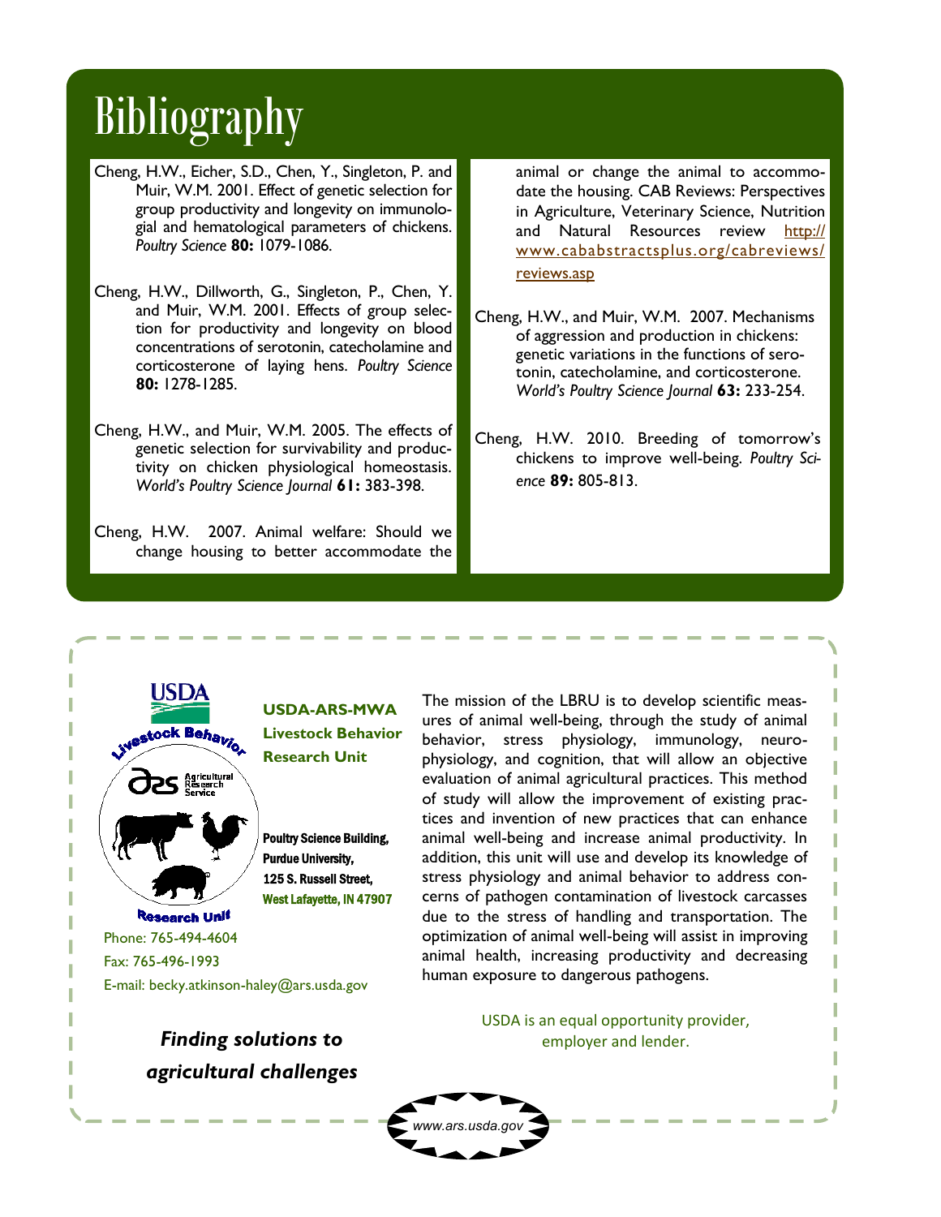# Bibliography

Cheng, H.W., Eicher, S.D., Chen, Y., Singleton, P. and Muir, W.M. 2001. Effect of genetic selection for group productivity and longevity on immunological and hematological parameters of chickens. *Poultry Science* **80:** 1079-1086.

Cheng, H.W., Dillworth, G., Singleton, P., Chen, Y. and Muir, W.M. 2001. Effects of group selection for productivity and longevity on blood concentrations of serotonin, catecholamine and corticosterone of laying hens. *Poultry Science* **80:** 1278-1285.

Cheng, H.W., and Muir, W.M. 2005. The effects of genetic selection for survivability and productivity on chicken physiological homeostasis. *World's Poultry Science Journal* **61:** 383-398.

Cheng, H.W. 2007. Animal welfare: Should we change housing to better accommodate the animal or change the animal to accommodate the housing. CAB Reviews: Perspectives in Agriculture, Veterinary Science, Nutrition and Natural Resources review http://www.cababstractsplus.org/cabreviews/reviews.asp

Cheng, H.W., and Muir, W.M. 2007. Mechanisms of aggression and production in chickens: genetic variations in the functions of serotonin, catecholamine, and corticosterone. *World's Poultry Science Journal* **63:** 233-254.

Cheng, H.W. 2010. Breeding of tomorrow's chickens to improve well-being. *Poultry Science* **89:** 805-813.

USDA Livestock Behavior Research Unit — Agricultural Research Service

**USDA-ARS-MWA**
**Livestock Behavior Research Unit**

Poultry Science Building,
Purdue University,
125 S. Russell Street,
West Lafayette, IN 47907

Phone: 765-494-4604
Fax: 765-496-1993
E-mail: becky.atkinson-haley@ars.usda.gov

***Finding solutions to agricultural challenges***

The mission of the LBRU is to develop scientific measures of animal well-being, through the study of animal behavior, stress physiology, immunology, neurophysiology, and cognition, that will allow an objective evaluation of animal agricultural practices. This method of study will allow the improvement of existing practices and invention of new practices that can enhance animal well-being and increase animal productivity. In addition, this unit will use and develop its knowledge of stress physiology and animal behavior to address concerns of pathogen contamination of livestock carcasses due to the stress of handling and transportation. The optimization of animal well-being will assist in improving animal health, increasing productivity and decreasing human exposure to dangerous pathogens.

USDA is an equal opportunity provider, employer and lender.

www.ars.usda.gov